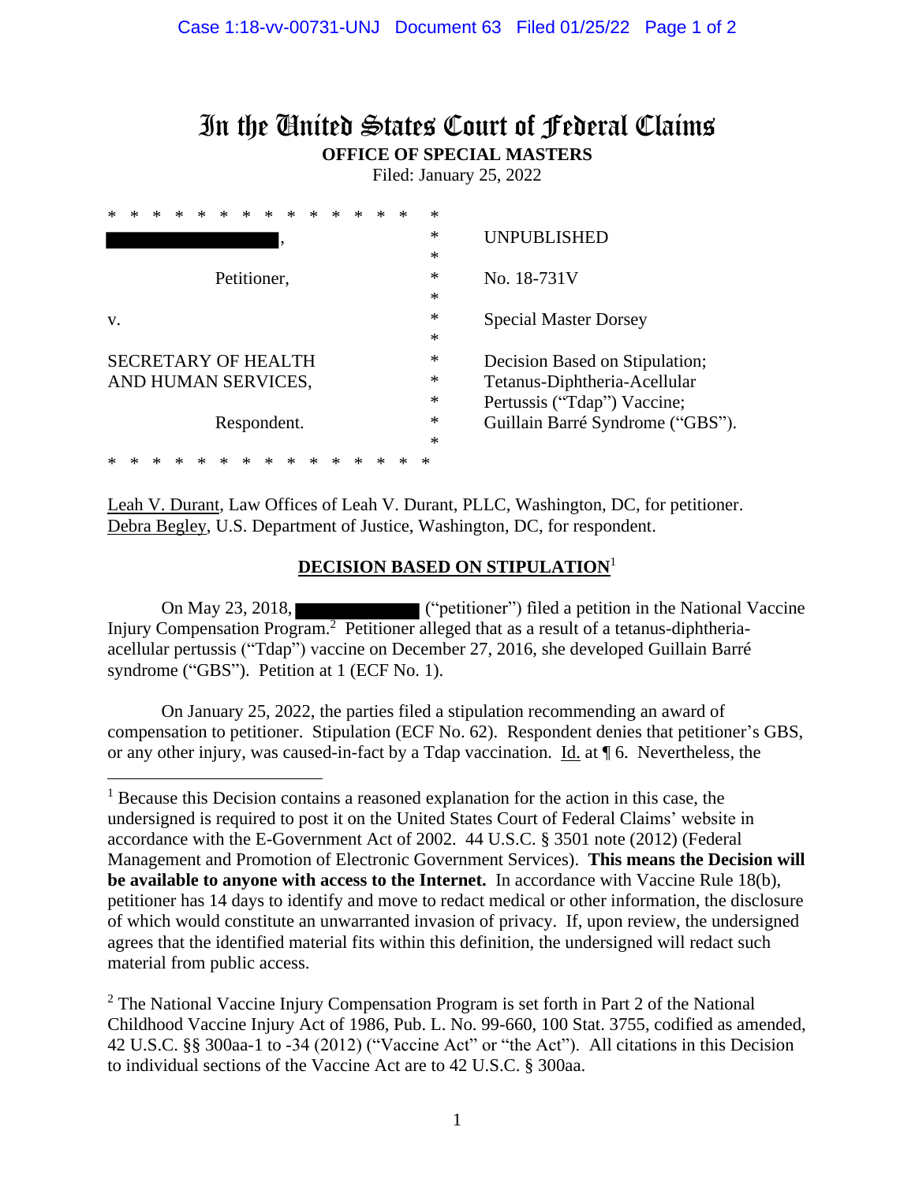# In the United States Court of Federal Claims

**OFFICE OF SPECIAL MASTERS**

Filed: January 25, 2022

| | |
|---|---|
| [redacted], | UNPUBLISHED |
| Petitioner, | No. 18-731V |
| v. | Special Master Dorsey |
| SECRETARY OF HEALTH AND HUMAN SERVICES, | Decision Based on Stipulation; Tetanus-Diphtheria-Acellular Pertussis ("Tdap") Vaccine; Guillain Barré Syndrome ("GBS"). |
| Respondent. | |

Leah V. Durant, Law Offices of Leah V. Durant, PLLC, Washington, DC, for petitioner.
Debra Begley, U.S. Department of Justice, Washington, DC, for respondent.

## DECISION BASED ON STIPULATION[1]

On May 23, 2018, [redacted] ("petitioner") filed a petition in the National Vaccine Injury Compensation Program.[2] Petitioner alleged that as a result of a tetanus-diphtheria-acellular pertussis ("Tdap") vaccine on December 27, 2016, she developed Guillain Barré syndrome ("GBS"). Petition at 1 (ECF No. 1).

On January 25, 2022, the parties filed a stipulation recommending an award of compensation to petitioner. Stipulation (ECF No. 62). Respondent denies that petitioner's GBS, or any other injury, was caused-in-fact by a Tdap vaccination. Id. at ¶ 6. Nevertheless, the

---

[1] Because this Decision contains a reasoned explanation for the action in this case, the undersigned is required to post it on the United States Court of Federal Claims' website in accordance with the E-Government Act of 2002. 44 U.S.C. § 3501 note (2012) (Federal Management and Promotion of Electronic Government Services). **This means the Decision will be available to anyone with access to the Internet.** In accordance with Vaccine Rule 18(b), petitioner has 14 days to identify and move to redact medical or other information, the disclosure of which would constitute an unwarranted invasion of privacy. If, upon review, the undersigned agrees that the identified material fits within this definition, the undersigned will redact such material from public access.

[2] The National Vaccine Injury Compensation Program is set forth in Part 2 of the National Childhood Vaccine Injury Act of 1986, Pub. L. No. 99-660, 100 Stat. 3755, codified as amended, 42 U.S.C. §§ 300aa-1 to -34 (2012) ("Vaccine Act" or "the Act"). All citations in this Decision to individual sections of the Vaccine Act are to 42 U.S.C. § 300aa.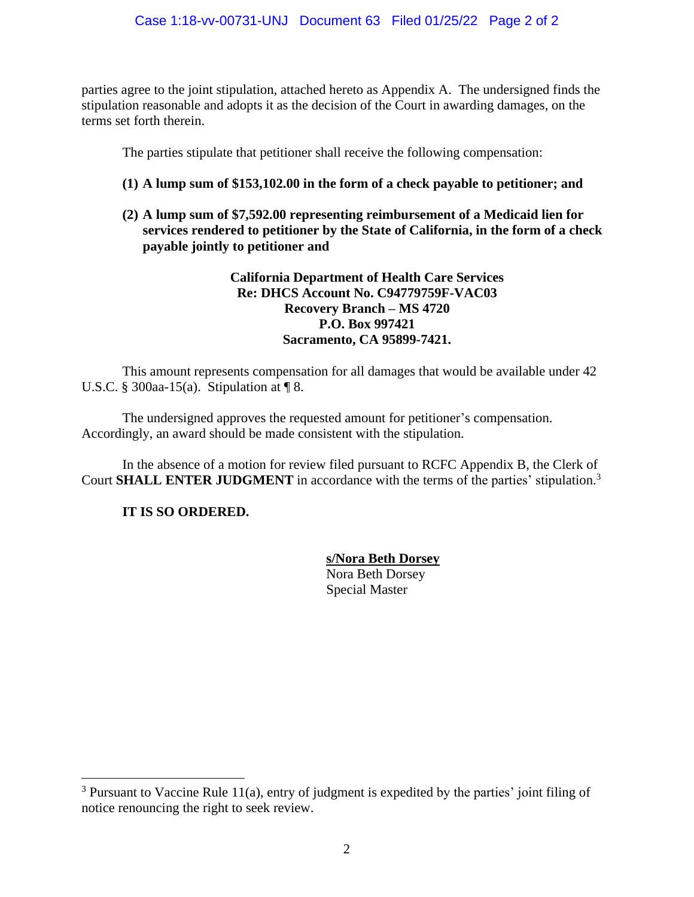parties agree to the joint stipulation, attached hereto as Appendix A. The undersigned finds the stipulation reasonable and adopts it as the decision of the Court in awarding damages, on the terms set forth therein.

The parties stipulate that petitioner shall receive the following compensation:

**(1) A lump sum of $153,102.00 in the form of a check payable to petitioner; and**

**(2) A lump sum of $7,592.00 representing reimbursement of a Medicaid lien for services rendered to petitioner by the State of California, in the form of a check payable jointly to petitioner and**

**California Department of Health Care Services**
**Re: DHCS Account No. C94779759F-VAC03**
**Recovery Branch – MS 4720**
**P.O. Box 997421**
**Sacramento, CA 95899-7421.**

This amount represents compensation for all damages that would be available under 42 U.S.C. § 300aa-15(a). Stipulation at ¶ 8.

The undersigned approves the requested amount for petitioner's compensation. Accordingly, an award should be made consistent with the stipulation.

In the absence of a motion for review filed pursuant to RCFC Appendix B, the Clerk of Court **SHALL ENTER JUDGMENT** in accordance with the terms of the parties' stipulation.[3]

**IT IS SO ORDERED.**

**s/Nora Beth Dorsey**
Nora Beth Dorsey
Special Master

[3] Pursuant to Vaccine Rule 11(a), entry of judgment is expedited by the parties' joint filing of notice renouncing the right to seek review.